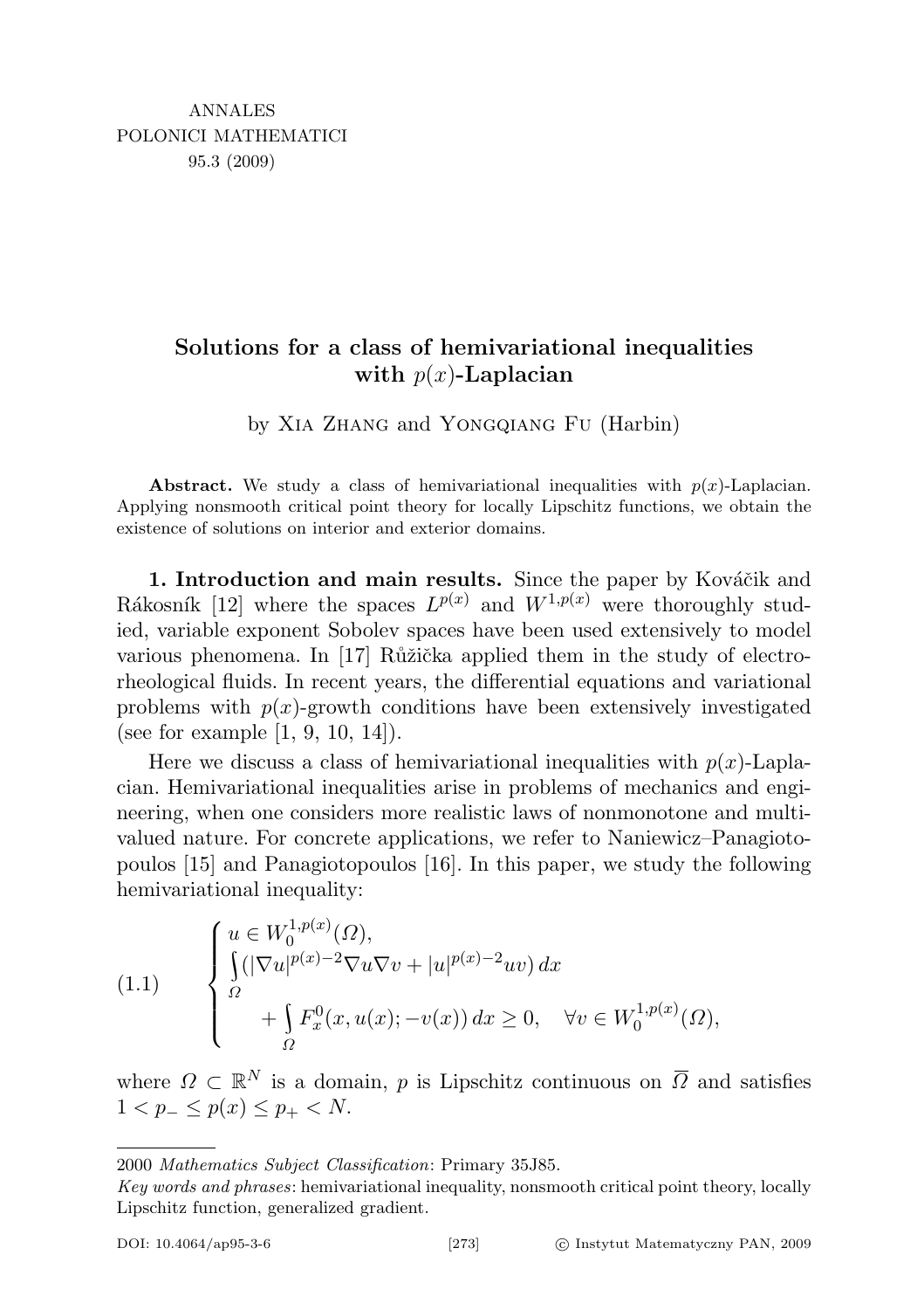# Solutions for a class of hemivariational inequalities with $p(x)$-Laplacian

by Xia Zhang and Yongqiang Fu (Harbin)

**Abstract.** We study a class of hemivariational inequalities with $p(x)$-Laplacian. Applying nonsmooth critical point theory for locally Lipschitz functions, we obtain the existence of solutions on interior and exterior domains.

**1. Introduction and main results.** Since the paper by Kováčik and Rákosník [12] where the spaces $L^{p(x)}$ and $W^{1,p(x)}$ were thoroughly studied, variable exponent Sobolev spaces have been used extensively to model various phenomena. In [17] Růžička applied them in the study of electrorheological fluids. In recent years, the differential equations and variational problems with $p(x)$-growth conditions have been extensively investigated (see for example [1, 9, 10, 14]).

Here we discuss a class of hemivariational inequalities with $p(x)$-Laplacian. Hemivariational inequalities arise in problems of mechanics and engineering, when one considers more realistic laws of nonmonotone and multivalued nature. For concrete applications, we refer to Naniewicz–Panagiotopoulos [15] and Panagiotopoulos [16]. In this paper, we study the following hemivariational inequality:

$$
(1.1)\qquad \begin{cases} u \in W_0^{1,p(x)}(\Omega), \\ \displaystyle\int_\Omega (|\nabla u|^{p(x)-2}\nabla u \nabla v + |u|^{p(x)-2}uv)\,dx \\ \displaystyle\qquad + \int_\Omega F_x^0(x, u(x); -v(x))\,dx \geq 0, \quad \forall v \in W_0^{1,p(x)}(\Omega), \end{cases}
$$

where $\Omega \subset \mathbb{R}^N$ is a domain, $p$ is Lipschitz continuous on $\overline{\Omega}$ and satisfies $1 < p_- \leq p(x) \leq p_+ < N$.

---

2000 *Mathematics Subject Classification*: Primary 35J85.

*Key words and phrases*: hemivariational inequality, nonsmooth critical point theory, locally Lipschitz function, generalized gradient.

DOI: 10.4064/ap95-3-6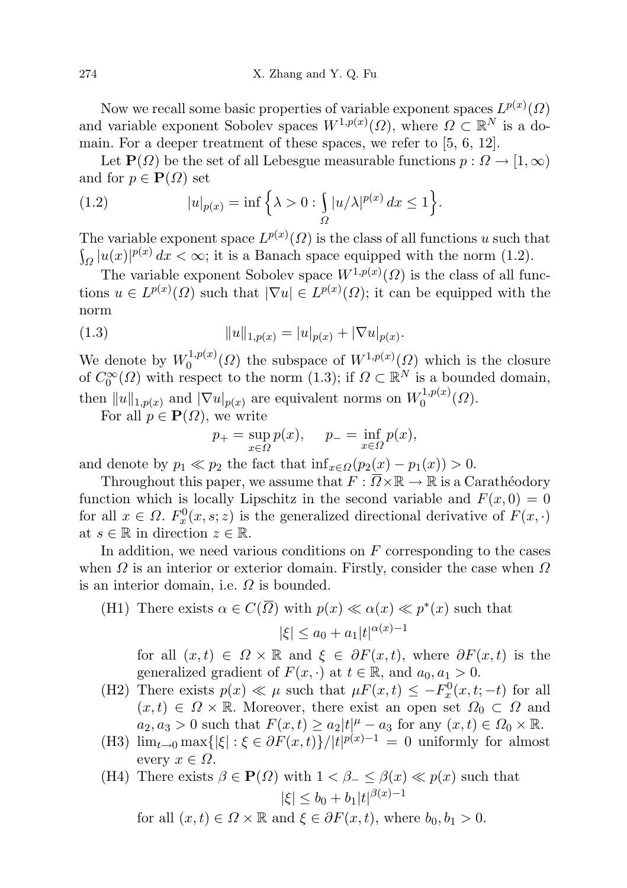Now we recall some basic properties of variable exponent spaces $L^{p(x)}(\Omega)$ and variable exponent Sobolev spaces $W^{1,p(x)}(\Omega)$, where $\Omega \subset \mathbb{R}^N$ is a domain. For a deeper treatment of these spaces, we refer to [5, 6, 12].

Let $\mathbf{P}(\Omega)$ be the set of all Lebesgue measurable functions $p : \Omega \to [1, \infty)$ and for $p \in \mathbf{P}(\Omega)$ set

$$|u|_{p(x)} = \inf\Big\{\lambda > 0 : \int_\Omega |u/\lambda|^{p(x)}\,dx \le 1\Big\}. \tag{1.2}$$

The variable exponent space $L^{p(x)}(\Omega)$ is the class of all functions $u$ such that $\int_\Omega |u(x)|^{p(x)}\,dx < \infty$; it is a Banach space equipped with the norm (1.2).

The variable exponent Sobolev space $W^{1,p(x)}(\Omega)$ is the class of all functions $u \in L^{p(x)}(\Omega)$ such that $|\nabla u| \in L^{p(x)}(\Omega)$; it can be equipped with the norm

$$\|u\|_{1,p(x)} = |u|_{p(x)} + |\nabla u|_{p(x)}. \tag{1.3}$$

We denote by $W_0^{1,p(x)}(\Omega)$ the subspace of $W^{1,p(x)}(\Omega)$ which is the closure of $C_0^\infty(\Omega)$ with respect to the norm (1.3); if $\Omega \subset \mathbb{R}^N$ is a bounded domain, then $\|u\|_{1,p(x)}$ and $|\nabla u|_{p(x)}$ are equivalent norms on $W_0^{1,p(x)}(\Omega)$.

For all $p \in \mathbf{P}(\Omega)$, we write

$$p_+ = \sup_{x\in\Omega} p(x), \qquad p_- = \inf_{x\in\Omega} p(x),$$

and denote by $p_1 \ll p_2$ the fact that $\inf_{x\in\Omega}(p_2(x) - p_1(x)) > 0$.

Throughout this paper, we assume that $F : \overline{\Omega}\times\mathbb{R} \to \mathbb{R}$ is a Carathéodory function which is locally Lipschitz in the second variable and $F(x, 0) = 0$ for all $x \in \Omega$. $F_x^0(x, s; z)$ is the generalized directional derivative of $F(x,\cdot)$ at $s \in \mathbb{R}$ in direction $z \in \mathbb{R}$.

In addition, we need various conditions on $F$ corresponding to the cases when $\Omega$ is an interior or exterior domain. Firstly, consider the case when $\Omega$ is an interior domain, i.e. $\Omega$ is bounded.

- (H1) There exists $\alpha \in C(\overline{\Omega})$ with $p(x) \ll \alpha(x) \ll p^*(x)$ such that
$$|\xi| \le a_0 + a_1|t|^{\alpha(x)-1}$$
for all $(x, t) \in \Omega \times \mathbb{R}$ and $\xi \in \partial F(x, t)$, where $\partial F(x, t)$ is the generalized gradient of $F(x,\cdot)$ at $t \in \mathbb{R}$, and $a_0, a_1 > 0$.
- (H2) There exists $p(x) \ll \mu$ such that $\mu F(x, t) \le -F_x^0(x, t; -t)$ for all $(x, t) \in \Omega \times \mathbb{R}$. Moreover, there exist an open set $\Omega_0 \subset \Omega$ and $a_2, a_3 > 0$ such that $F(x, t) \ge a_2|t|^\mu - a_3$ for any $(x, t) \in \Omega_0 \times \mathbb{R}$.
- (H3) $\lim_{t\to 0} \max\{|\xi| : \xi \in \partial F(x, t)\}/|t|^{p(x)-1} = 0$ uniformly for almost every $x \in \Omega$.
- (H4) There exists $\beta \in \mathbf{P}(\Omega)$ with $1 < \beta_- \le \beta(x) \ll p(x)$ such that
$$|\xi| \le b_0 + b_1|t|^{\beta(x)-1}$$
for all $(x, t) \in \Omega \times \mathbb{R}$ and $\xi \in \partial F(x, t)$, where $b_0, b_1 > 0$.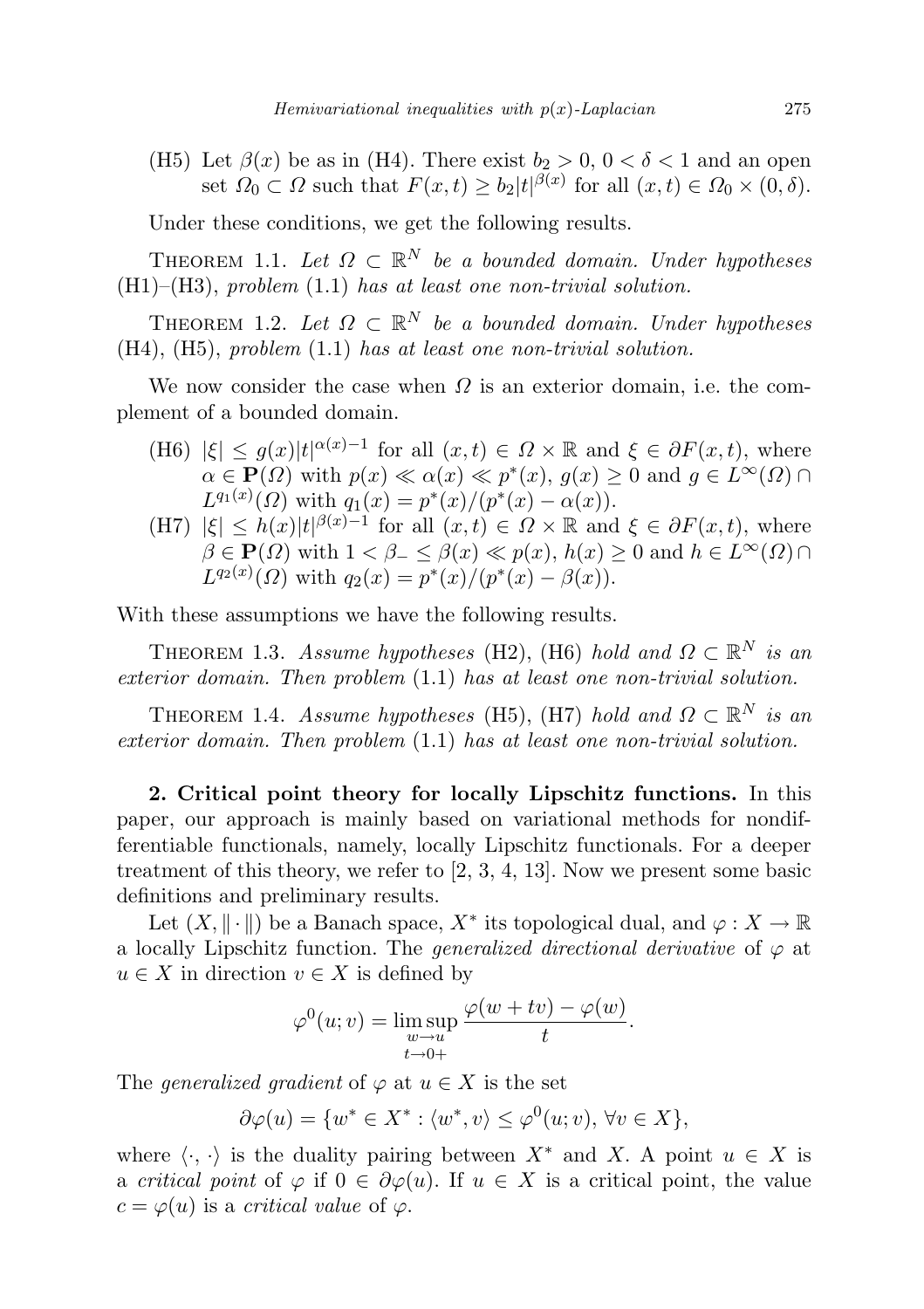(H5) Let $\beta(x)$ be as in (H4). There exist $b_2 > 0$, $0 < \delta < 1$ and an open set $\Omega_0 \subset \Omega$ such that $F(x,t) \geq b_2 |t|^{\beta(x)}$ for all $(x,t) \in \Omega_0 \times (0,\delta)$.

Under these conditions, we get the following results.

Theorem 1.1. *Let $\Omega \subset \mathbb{R}^N$ be a bounded domain. Under hypotheses* (H1)–(H3), *problem* (1.1) *has at least one non-trivial solution.*

Theorem 1.2. *Let $\Omega \subset \mathbb{R}^N$ be a bounded domain. Under hypotheses* (H4), (H5), *problem* (1.1) *has at least one non-trivial solution.*

We now consider the case when $\Omega$ is an exterior domain, i.e. the complement of a bounded domain.

(H6) $|\xi| \leq g(x)|t|^{\alpha(x)-1}$ for all $(x,t) \in \Omega \times \mathbb{R}$ and $\xi \in \partial F(x,t)$, where $\alpha \in \mathbf{P}(\Omega)$ with $p(x) \ll \alpha(x) \ll p^*(x)$, $g(x) \geq 0$ and $g \in L^\infty(\Omega) \cap L^{q_1(x)}(\Omega)$ with $q_1(x) = p^*(x)/(p^*(x) - \alpha(x))$.

(H7) $|\xi| \leq h(x)|t|^{\beta(x)-1}$ for all $(x,t) \in \Omega \times \mathbb{R}$ and $\xi \in \partial F(x,t)$, where $\beta \in \mathbf{P}(\Omega)$ with $1 < \beta_- \leq \beta(x) \ll p(x)$, $h(x) \geq 0$ and $h \in L^\infty(\Omega) \cap L^{q_2(x)}(\Omega)$ with $q_2(x) = p^*(x)/(p^*(x) - \beta(x))$.

With these assumptions we have the following results.

Theorem 1.3. *Assume hypotheses* (H2), (H6) *hold and $\Omega \subset \mathbb{R}^N$ is an exterior domain. Then problem* (1.1) *has at least one non-trivial solution.*

Theorem 1.4. *Assume hypotheses* (H5), (H7) *hold and $\Omega \subset \mathbb{R}^N$ is an exterior domain. Then problem* (1.1) *has at least one non-trivial solution.*

**2. Critical point theory for locally Lipschitz functions.** In this paper, our approach is mainly based on variational methods for nondifferentiable functionals, namely, locally Lipschitz functionals. For a deeper treatment of this theory, we refer to [2, 3, 4, 13]. Now we present some basic definitions and preliminary results.

Let $(X, \|\cdot\|)$ be a Banach space, $X^*$ its topological dual, and $\varphi : X \to \mathbb{R}$ a locally Lipschitz function. The *generalized directional derivative* of $\varphi$ at $u \in X$ in direction $v \in X$ is defined by

$$\varphi^0(u;v) = \limsup_{\substack{w \to u \\ t \to 0+}} \frac{\varphi(w+tv) - \varphi(w)}{t}.$$

The *generalized gradient* of $\varphi$ at $u \in X$ is the set

$$\partial\varphi(u) = \{w^* \in X^* : \langle w^*, v\rangle \leq \varphi^0(u;v),\ \forall v \in X\},$$

where $\langle \cdot, \cdot \rangle$ is the duality pairing between $X^*$ and $X$. A point $u \in X$ is a *critical point* of $\varphi$ if $0 \in \partial\varphi(u)$. If $u \in X$ is a critical point, the value $c = \varphi(u)$ is a *critical value* of $\varphi$.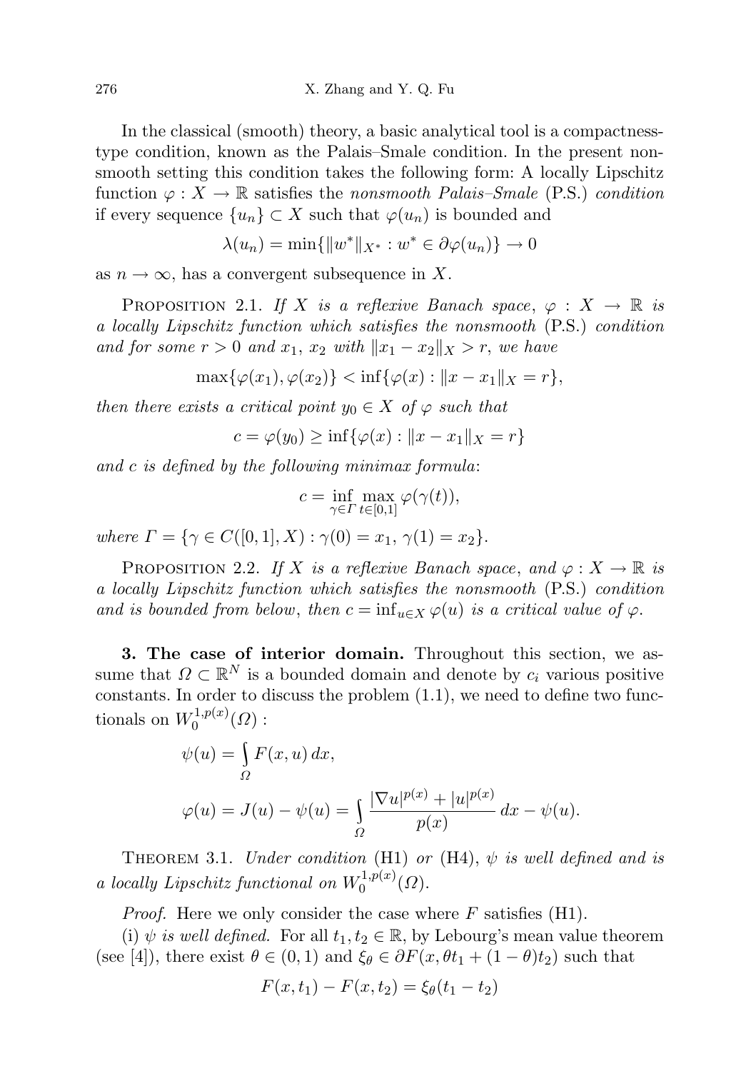In the classical (smooth) theory, a basic analytical tool is a compactness-type condition, known as the Palais–Smale condition. In the present nonsmooth setting this condition takes the following form: A locally Lipschitz function $\varphi : X \to \mathbb{R}$ satisfies the *nonsmooth Palais–Smale* (P.S.) *condition* if every sequence $\{u_n\} \subset X$ such that $\varphi(u_n)$ is bounded and

$$\lambda(u_n) = \min\{\|w^*\|_{X^*} : w^* \in \partial\varphi(u_n)\} \to 0$$

as $n \to \infty$, has a convergent subsequence in $X$.

Proposition 2.1. *If $X$ is a reflexive Banach space, $\varphi : X \to \mathbb{R}$ is a locally Lipschitz function which satisfies the nonsmooth* (P.S.) *condition and for some $r > 0$ and $x_1$, $x_2$ with $\|x_1 - x_2\|_X > r$, we have*

$$\max\{\varphi(x_1), \varphi(x_2)\} < \inf\{\varphi(x) : \|x - x_1\|_X = r\},$$

*then there exists a critical point $y_0 \in X$ of $\varphi$ such that*

$$c = \varphi(y_0) \geq \inf\{\varphi(x) : \|x - x_1\|_X = r\}$$

*and $c$ is defined by the following minimax formula*:

$$c = \inf_{\gamma \in \Gamma} \max_{t \in [0,1]} \varphi(\gamma(t)),$$

*where $\Gamma = \{\gamma \in C([0,1], X) : \gamma(0) = x_1,\ \gamma(1) = x_2\}$.*

Proposition 2.2. *If $X$ is a reflexive Banach space, and $\varphi : X \to \mathbb{R}$ is a locally Lipschitz function which satisfies the nonsmooth* (P.S.) *condition and is bounded from below, then $c = \inf_{u \in X} \varphi(u)$ is a critical value of $\varphi$.*

**3. The case of interior domain.** Throughout this section, we assume that $\Omega \subset \mathbb{R}^N$ is a bounded domain and denote by $c_i$ various positive constants. In order to discuss the problem (1.1), we need to define two functionals on $W_0^{1,p(x)}(\Omega)$ :

$$\psi(u) = \int_\Omega F(x,u)\,dx,$$

$$\varphi(u) = J(u) - \psi(u) = \int_\Omega \frac{|\nabla u|^{p(x)} + |u|^{p(x)}}{p(x)}\,dx - \psi(u).$$

Theorem 3.1. *Under condition* (H1) *or* (H4), *$\psi$ is well defined and is a locally Lipschitz functional on $W_0^{1,p(x)}(\Omega)$.*

*Proof.* Here we only consider the case where $F$ satisfies (H1).

(i) *$\psi$ is well defined.* For all $t_1, t_2 \in \mathbb{R}$, by Lebourg's mean value theorem (see [4]), there exist $\theta \in (0,1)$ and $\xi_\theta \in \partial F(x, \theta t_1 + (1-\theta)t_2)$ such that

$$F(x,t_1) - F(x,t_2) = \xi_\theta(t_1 - t_2)$$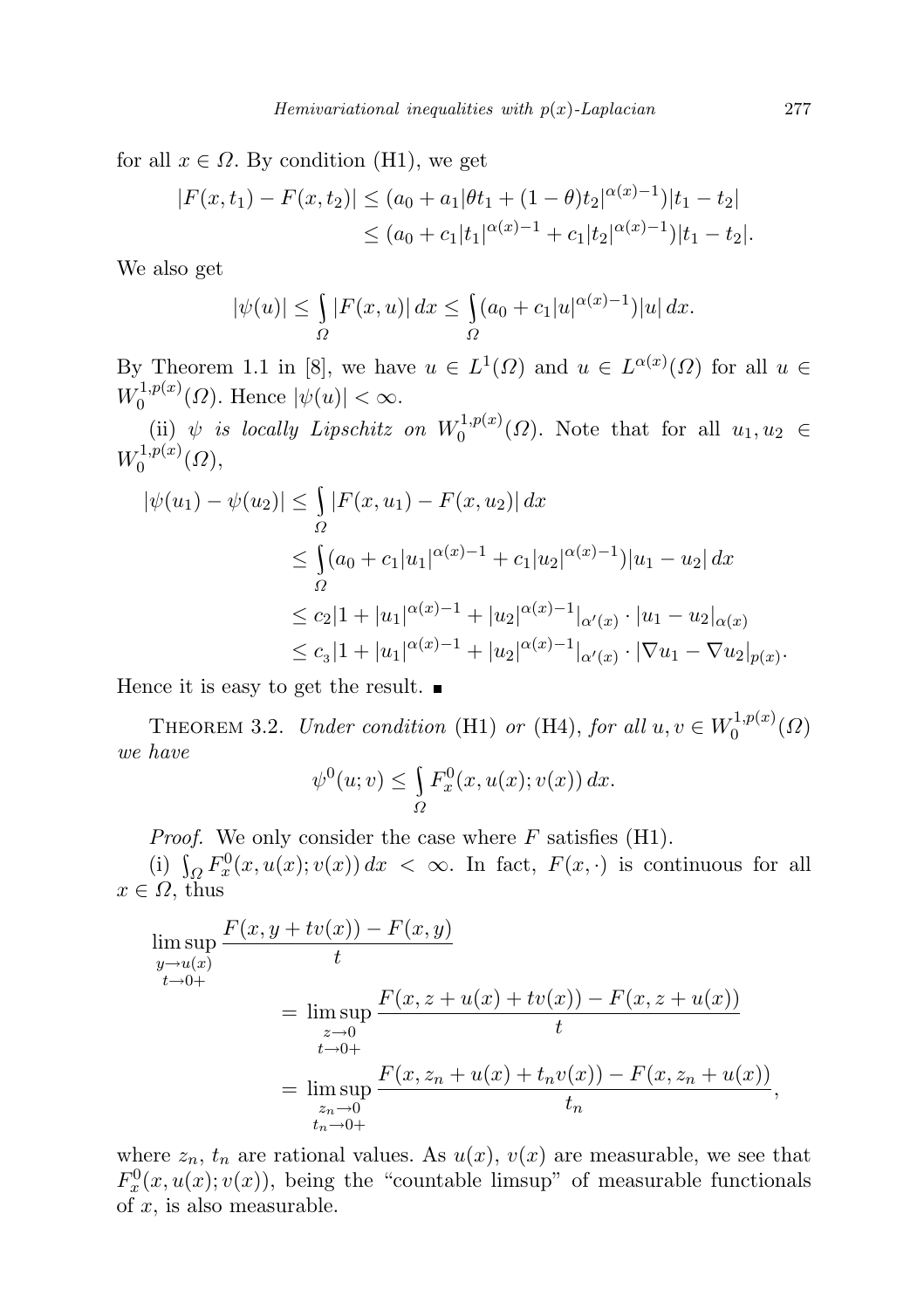for all $x \in \Omega$. By condition (H1), we get

$$
\begin{aligned}
|F(x,t_1) - F(x,t_2)| &\le (a_0 + a_1|\theta t_1 + (1-\theta)t_2|^{\alpha(x)-1})|t_1 - t_2| \\
&\le (a_0 + c_1|t_1|^{\alpha(x)-1} + c_1|t_2|^{\alpha(x)-1})|t_1 - t_2|.
\end{aligned}
$$

We also get

$$
|\psi(u)| \le \int_\Omega |F(x,u)|\,dx \le \int_\Omega (a_0 + c_1|u|^{\alpha(x)-1})|u|\,dx.
$$

By Theorem 1.1 in [8], we have $u \in L^1(\Omega)$ and $u \in L^{\alpha(x)}(\Omega)$ for all $u \in W_0^{1,p(x)}(\Omega)$. Hence $|\psi(u)| < \infty$.

(ii) *$\psi$ is locally Lipschitz on $W_0^{1,p(x)}(\Omega)$.* Note that for all $u_1, u_2 \in W_0^{1,p(x)}(\Omega)$,

$$
\begin{aligned}
|\psi(u_1) - \psi(u_2)| &\le \int_\Omega |F(x,u_1) - F(x,u_2)|\,dx \\
&\le \int_\Omega (a_0 + c_1|u_1|^{\alpha(x)-1} + c_1|u_2|^{\alpha(x)-1})|u_1 - u_2|\,dx \\
&\le c_2 \big|1 + |u_1|^{\alpha(x)-1} + |u_2|^{\alpha(x)-1}\big|_{\alpha'(x)} \cdot |u_1 - u_2|_{\alpha(x)} \\
&\le c_3 \big|1 + |u_1|^{\alpha(x)-1} + |u_2|^{\alpha(x)-1}\big|_{\alpha'(x)} \cdot |\nabla u_1 - \nabla u_2|_{p(x)}.
\end{aligned}
$$

Hence it is easy to get the result. ■

THEOREM 3.2. *Under condition* (H1) *or* (H4), *for all $u, v \in W_0^{1,p(x)}(\Omega)$ we have*

$$
\psi^0(u;v) \le \int_\Omega F_x^0(x,u(x);v(x))\,dx.
$$

*Proof.* We only consider the case where $F$ satisfies (H1).

(i) $\int_\Omega F_x^0(x,u(x);v(x))\,dx < \infty$. In fact, $F(x,\cdot)$ is continuous for all $x \in \Omega$, thus

$$
\begin{aligned}
\limsup_{\substack{y \to u(x) \\ t \to 0+}} & \frac{F(x, y + tv(x)) - F(x,y)}{t} \\
&= \limsup_{\substack{z \to 0 \\ t \to 0+}} \frac{F(x, z + u(x) + tv(x)) - F(x, z + u(x))}{t} \\
&= \limsup_{\substack{z_n \to 0 \\ t_n \to 0+}} \frac{F(x, z_n + u(x) + t_n v(x)) - F(x, z_n + u(x))}{t_n},
\end{aligned}
$$

where $z_n$, $t_n$ are rational values. As $u(x)$, $v(x)$ are measurable, we see that $F_x^0(x,u(x);v(x))$, being the "countable limsup" of measurable functionals of $x$, is also measurable.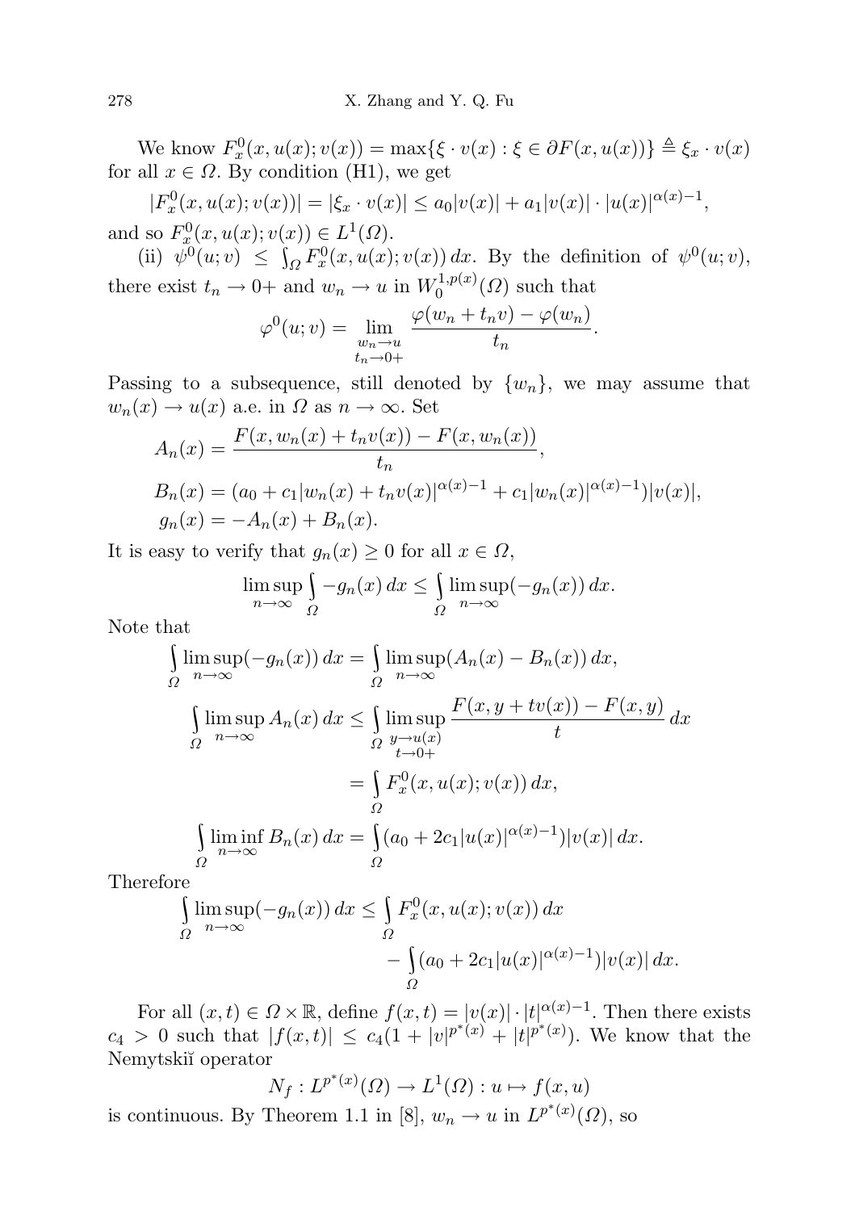We know $F_x^0(x, u(x); v(x)) = \max\{\xi \cdot v(x) : \xi \in \partial F(x, u(x))\} \triangleq \xi_x \cdot v(x)$ for all $x \in \Omega$. By condition (H1), we get

$$|F_x^0(x, u(x); v(x))| = |\xi_x \cdot v(x)| \le a_0|v(x)| + a_1|v(x)| \cdot |u(x)|^{\alpha(x)-1},$$

and so $F_x^0(x, u(x); v(x)) \in L^1(\Omega)$.

(ii) $\psi^0(u; v) \le \int_\Omega F_x^0(x, u(x); v(x))\, dx$. By the definition of $\psi^0(u; v)$, there exist $t_n \to 0+$ and $w_n \to u$ in $W_0^{1,p(x)}(\Omega)$ such that

$$\varphi^0(u; v) = \lim_{\substack{w_n \to u \\ t_n \to 0+}} \frac{\varphi(w_n + t_n v) - \varphi(w_n)}{t_n}.$$

Passing to a subsequence, still denoted by $\{w_n\}$, we may assume that $w_n(x) \to u(x)$ a.e. in $\Omega$ as $n \to \infty$. Set

$$A_n(x) = \frac{F(x, w_n(x) + t_n v(x)) - F(x, w_n(x))}{t_n},$$

$$B_n(x) = (a_0 + c_1|w_n(x) + t_n v(x)|^{\alpha(x)-1} + c_1|w_n(x)|^{\alpha(x)-1})|v(x)|,$$

$$g_n(x) = -A_n(x) + B_n(x).$$

It is easy to verify that $g_n(x) \ge 0$ for all $x \in \Omega$,

$$\limsup_{n\to\infty} \int_\Omega -g_n(x)\, dx \le \int_\Omega \limsup_{n\to\infty}(-g_n(x))\, dx.$$

Note that

$$\int_\Omega \limsup_{n\to\infty}(-g_n(x))\, dx = \int_\Omega \limsup_{n\to\infty}(A_n(x) - B_n(x))\, dx,$$

$$\int_\Omega \limsup_{n\to\infty} A_n(x)\, dx \le \int_\Omega \limsup_{\substack{y \to u(x) \\ t \to 0+}} \frac{F(x, y + tv(x)) - F(x, y)}{t}\, dx = \int_\Omega F_x^0(x, u(x); v(x))\, dx,$$

$$\int_\Omega \liminf_{n\to\infty} B_n(x)\, dx = \int_\Omega (a_0 + 2c_1|u(x)|^{\alpha(x)-1})|v(x)|\, dx.$$

Therefore

$$\int_\Omega \limsup_{n\to\infty}(-g_n(x))\, dx \le \int_\Omega F_x^0(x, u(x); v(x))\, dx - \int_\Omega (a_0 + 2c_1|u(x)|^{\alpha(x)-1})|v(x)|\, dx.$$

For all $(x, t) \in \Omega \times \mathbb{R}$, define $f(x, t) = |v(x)| \cdot |t|^{\alpha(x)-1}$. Then there exists $c_4 > 0$ such that $|f(x, t)| \le c_4(1 + |v|^{p^*(x)} + |t|^{p^*(x)})$. We know that the Nemytskiĭ operator

$$N_f : L^{p^*(x)}(\Omega) \to L^1(\Omega) : u \mapsto f(x, u)$$

is continuous. By Theorem 1.1 in [8], $w_n \to u$ in $L^{p^*(x)}(\Omega)$, so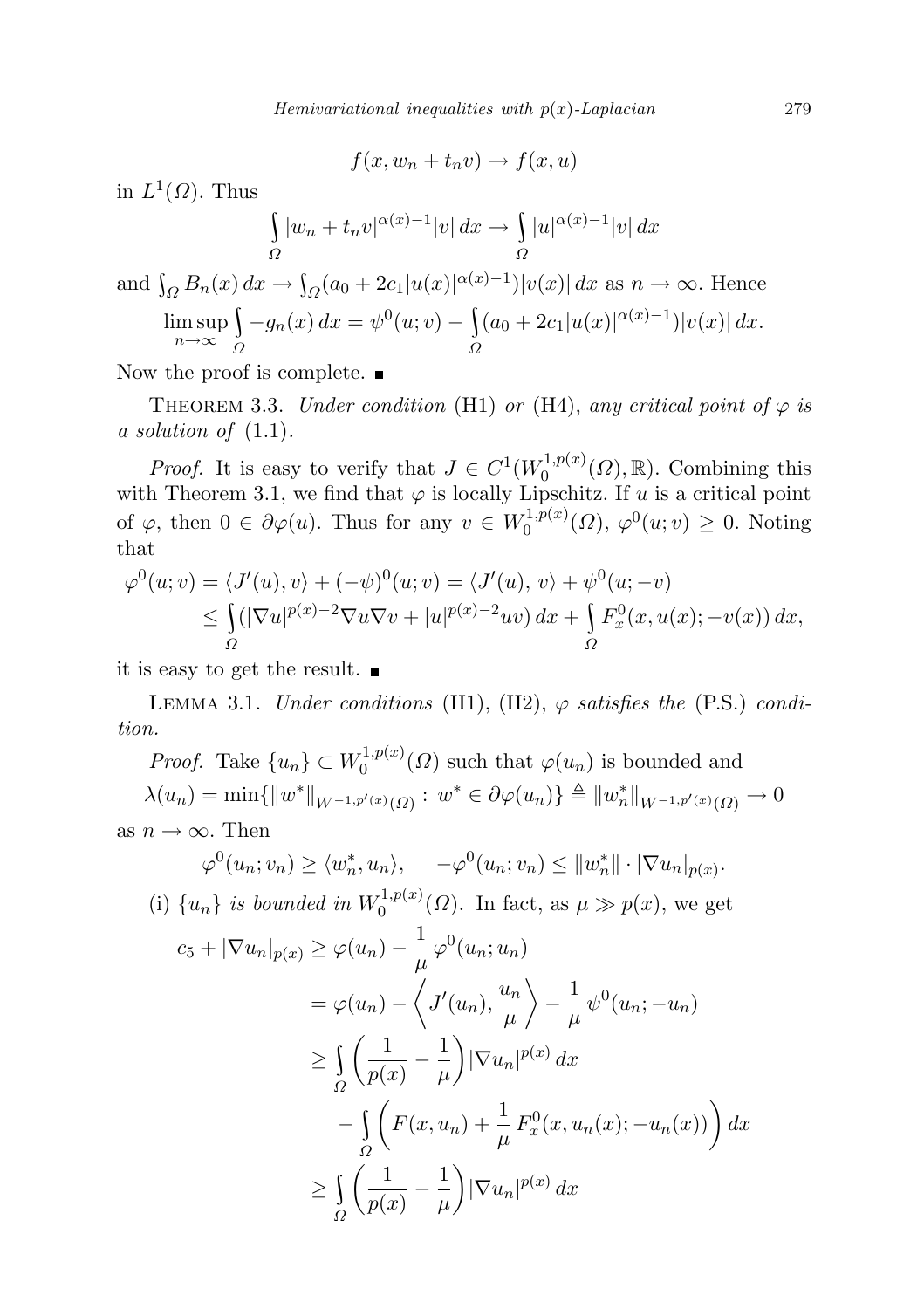$$f(x, w_n + t_n v) \to f(x, u)$$

in $L^1(\Omega)$. Thus

$$\int_\Omega |w_n + t_n v|^{\alpha(x)-1} |v| \, dx \to \int_\Omega |u|^{\alpha(x)-1} |v| \, dx$$

and $\int_\Omega B_n(x) \, dx \to \int_\Omega (a_0 + 2c_1 |u(x)|^{\alpha(x)-1}) |v(x)| \, dx$ as $n \to \infty$. Hence

$$\limsup_{n\to\infty} \int_\Omega -g_n(x) \, dx = \psi^0(u; v) - \int_\Omega (a_0 + 2c_1 |u(x)|^{\alpha(x)-1}) |v(x)| \, dx.$$

Now the proof is complete. ∎

THEOREM 3.3. *Under condition* (H1) *or* (H4), *any critical point of* $\varphi$ *is a solution of* (1.1).

*Proof.* It is easy to verify that $J \in C^1(W_0^{1,p(x)}(\Omega), \mathbb{R})$. Combining this with Theorem 3.1, we find that $\varphi$ is locally Lipschitz. If $u$ is a critical point of $\varphi$, then $0 \in \partial\varphi(u)$. Thus for any $v \in W_0^{1,p(x)}(\Omega)$, $\varphi^0(u; v) \ge 0$. Noting that

$$\begin{aligned}
\varphi^0(u; v) &= \langle J'(u), v \rangle + (-\psi)^0(u; v) = \langle J'(u), v \rangle + \psi^0(u; -v) \\
&\le \int_\Omega (|\nabla u|^{p(x)-2} \nabla u \nabla v + |u|^{p(x)-2} u v) \, dx + \int_\Omega F_x^0(x, u(x); -v(x)) \, dx,
\end{aligned}$$

it is easy to get the result. ∎

LEMMA 3.1. *Under conditions* (H1), (H2), $\varphi$ *satisfies the* (P.S.) *condition.*

*Proof.* Take $\{u_n\} \subset W_0^{1,p(x)}(\Omega)$ such that $\varphi(u_n)$ is bounded and

$$\lambda(u_n) = \min\{\|w^*\|_{W^{-1,p'(x)}(\Omega)} : w^* \in \partial\varphi(u_n)\} \triangleq \|w_n^*\|_{W^{-1,p'(x)}(\Omega)} \to 0$$

as $n \to \infty$. Then

$$\varphi^0(u_n; v_n) \ge \langle w_n^*, u_n \rangle, \qquad -\varphi^0(u_n; v_n) \le \|w_n^*\| \cdot |\nabla u_n|_{p(x)}.$$

(i) $\{u_n\}$ *is bounded in* $W_0^{1,p(x)}(\Omega)$. In fact, as $\mu \gg p(x)$, we get

$$\begin{aligned}
c_5 + |\nabla u_n|_{p(x)} &\ge \varphi(u_n) - \frac{1}{\mu} \varphi^0(u_n; u_n) \\
&= \varphi(u_n) - \left\langle J'(u_n), \frac{u_n}{\mu} \right\rangle - \frac{1}{\mu} \psi^0(u_n; -u_n) \\
&\ge \int_\Omega \left( \frac{1}{p(x)} - \frac{1}{\mu} \right) |\nabla u_n|^{p(x)} \, dx \\
&\quad - \int_\Omega \left( F(x, u_n) + \frac{1}{\mu} F_x^0(x, u_n(x); -u_n(x)) \right) dx \\
&\ge \int_\Omega \left( \frac{1}{p(x)} - \frac{1}{\mu} \right) |\nabla u_n|^{p(x)} \, dx
\end{aligned}$$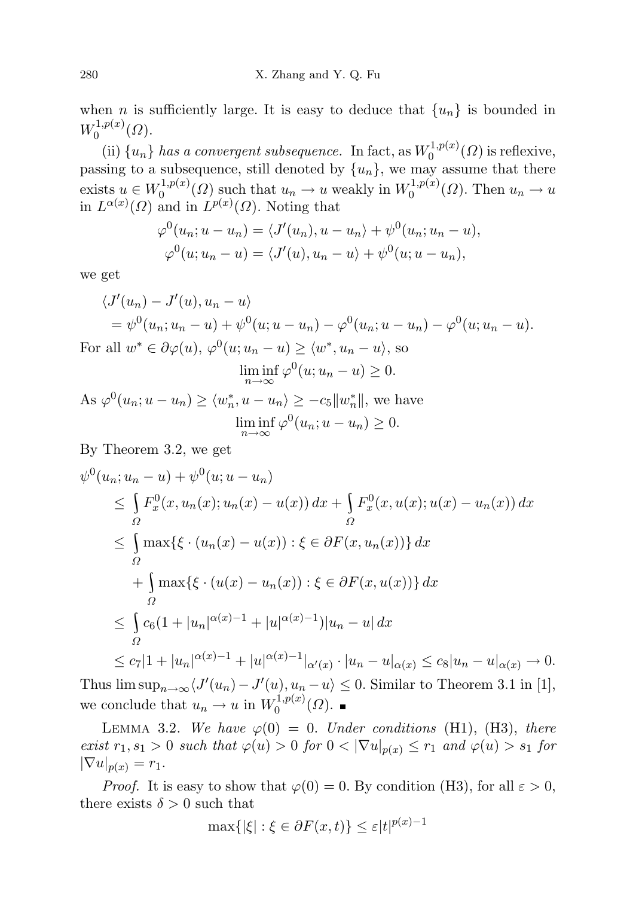when $n$ is sufficiently large. It is easy to deduce that $\{u_n\}$ is bounded in $W_0^{1,p(x)}(\Omega)$.

(ii) *$\{u_n\}$ has a convergent subsequence.* In fact, as $W_0^{1,p(x)}(\Omega)$ is reflexive, passing to a subsequence, still denoted by $\{u_n\}$, we may assume that there exists $u \in W_0^{1,p(x)}(\Omega)$ such that $u_n \to u$ weakly in $W_0^{1,p(x)}(\Omega)$. Then $u_n \to u$ in $L^{\alpha(x)}(\Omega)$ and in $L^{p(x)}(\Omega)$. Noting that

$$\varphi^0(u_n; u - u_n) = \langle J'(u_n), u - u_n\rangle + \psi^0(u_n; u_n - u),$$
$$\varphi^0(u; u_n - u) = \langle J'(u), u_n - u\rangle + \psi^0(u; u - u_n),$$

we get

$$\begin{aligned}
&\langle J'(u_n) - J'(u), u_n - u\rangle \\
&\quad = \psi^0(u_n; u_n - u) + \psi^0(u; u - u_n) - \varphi^0(u_n; u - u_n) - \varphi^0(u; u_n - u).
\end{aligned}$$

For all $w^* \in \partial\varphi(u)$, $\varphi^0(u; u_n - u) \geq \langle w^*, u_n - u\rangle$, so

$$\liminf_{n\to\infty} \varphi^0(u; u_n - u) \geq 0.$$

As $\varphi^0(u_n; u - u_n) \geq \langle w_n^*, u - u_n\rangle \geq -c_5\|w_n^*\|$, we have

$$\liminf_{n\to\infty} \varphi^0(u_n; u - u_n) \geq 0.$$

By Theorem 3.2, we get

$$\begin{aligned}
\psi^0&(u_n; u_n - u) + \psi^0(u; u - u_n) \\
&\leq \int_\Omega F_x^0(x, u_n(x); u_n(x) - u(x))\, dx + \int_\Omega F_x^0(x, u(x); u(x) - u_n(x))\, dx \\
&\leq \int_\Omega \max\{\xi \cdot (u_n(x) - u(x)) : \xi \in \partial F(x, u_n(x))\}\, dx \\
&\quad + \int_\Omega \max\{\xi \cdot (u(x) - u_n(x)) : \xi \in \partial F(x, u(x))\}\, dx \\
&\leq \int_\Omega c_6(1 + |u_n|^{\alpha(x)-1} + |u|^{\alpha(x)-1})|u_n - u|\, dx \\
&\leq c_7|1 + |u_n|^{\alpha(x)-1} + |u|^{\alpha(x)-1}|_{\alpha'(x)} \cdot |u_n - u|_{\alpha(x)} \leq c_8|u_n - u|_{\alpha(x)} \to 0.
\end{aligned}$$

Thus $\limsup_{n\to\infty}\langle J'(u_n) - J'(u), u_n - u\rangle \leq 0$. Similar to Theorem 3.1 in [1], we conclude that $u_n \to u$ in $W_0^{1,p(x)}(\Omega)$. ∎

Lemma 3.2. *We have $\varphi(0) = 0$. Under conditions* (H1), (H3), *there exist $r_1, s_1 > 0$ such that $\varphi(u) > 0$ for $0 < |\nabla u|_{p(x)} \leq r_1$ and $\varphi(u) > s_1$ for $|\nabla u|_{p(x)} = r_1$.*

*Proof.* It is easy to show that $\varphi(0) = 0$. By condition (H3), for all $\varepsilon > 0$, there exists $\delta > 0$ such that

$$\max\{|\xi| : \xi \in \partial F(x, t)\} \leq \varepsilon|t|^{p(x)-1}$$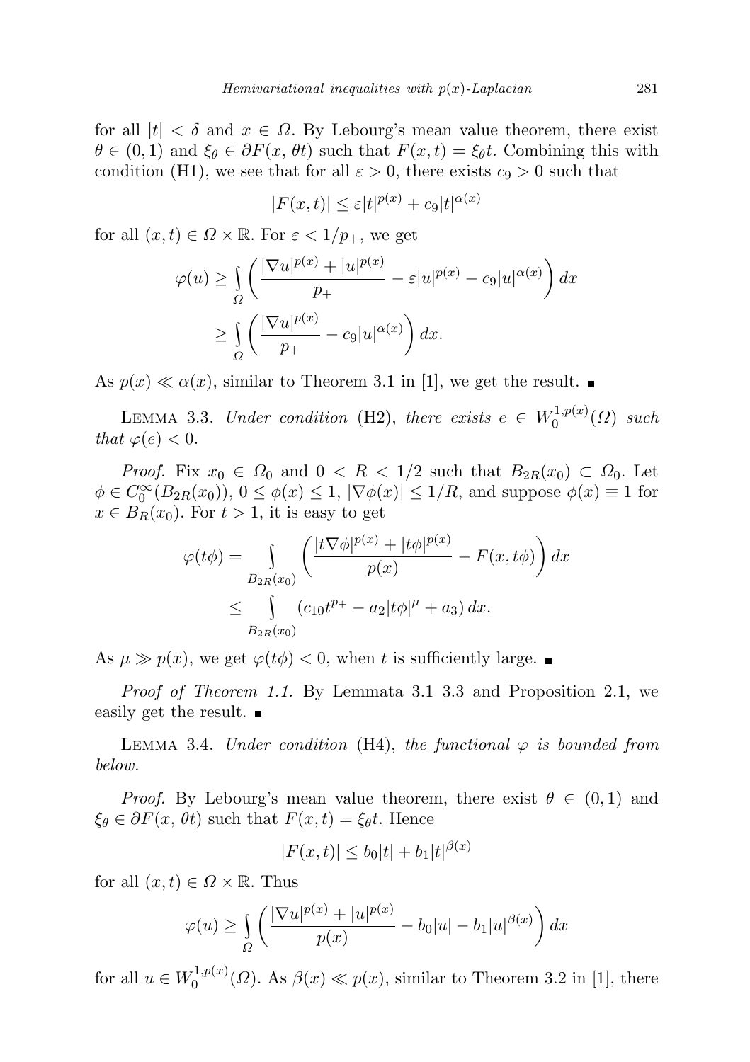for all $|t| < \delta$ and $x \in \Omega$. By Lebourg's mean value theorem, there exist $\theta \in (0,1)$ and $\xi_\theta \in \partial F(x, \theta t)$ such that $F(x,t) = \xi_\theta t$. Combining this with condition (H1), we see that for all $\varepsilon > 0$, there exists $c_9 > 0$ such that

$$|F(x,t)| \leq \varepsilon |t|^{p(x)} + c_9 |t|^{\alpha(x)}$$

for all $(x,t) \in \Omega \times \mathbb{R}$. For $\varepsilon < 1/p_+$, we get

$$\begin{aligned}
\varphi(u) &\geq \int_\Omega \left( \frac{|\nabla u|^{p(x)} + |u|^{p(x)}}{p_+} - \varepsilon |u|^{p(x)} - c_9 |u|^{\alpha(x)} \right) dx \\
&\geq \int_\Omega \left( \frac{|\nabla u|^{p(x)}}{p_+} - c_9 |u|^{\alpha(x)} \right) dx.
\end{aligned}$$

As $p(x) \ll \alpha(x)$, similar to Theorem 3.1 in [1], we get the result. ∎

Lemma 3.3. *Under condition* (H2), *there exists* $e \in W_0^{1,p(x)}(\Omega)$ *such that* $\varphi(e) < 0$.

*Proof.* Fix $x_0 \in \Omega_0$ and $0 < R < 1/2$ such that $B_{2R}(x_0) \subset \Omega_0$. Let $\phi \in C_0^\infty(B_{2R}(x_0))$, $0 \leq \phi(x) \leq 1$, $|\nabla \phi(x)| \leq 1/R$, and suppose $\phi(x) \equiv 1$ for $x \in B_R(x_0)$. For $t > 1$, it is easy to get

$$\begin{aligned}
\varphi(t\phi) &= \int_{B_{2R}(x_0)} \left( \frac{|t\nabla \phi|^{p(x)} + |t\phi|^{p(x)}}{p(x)} - F(x, t\phi) \right) dx \\
&\leq \int_{B_{2R}(x_0)} (c_{10} t^{p_+} - a_2 |t\phi|^{\mu} + a_3) \, dx.
\end{aligned}$$

As $\mu \gg p(x)$, we get $\varphi(t\phi) < 0$, when $t$ is sufficiently large. ∎

*Proof of Theorem 1.1.* By Lemmata 3.1–3.3 and Proposition 2.1, we easily get the result. ∎

Lemma 3.4. *Under condition* (H4), *the functional* $\varphi$ *is bounded from below.*

*Proof.* By Lebourg's mean value theorem, there exist $\theta \in (0,1)$ and $\xi_\theta \in \partial F(x, \theta t)$ such that $F(x,t) = \xi_\theta t$. Hence

$$|F(x,t)| \leq b_0 |t| + b_1 |t|^{\beta(x)}$$

for all $(x,t) \in \Omega \times \mathbb{R}$. Thus

$$\varphi(u) \geq \int_\Omega \left( \frac{|\nabla u|^{p(x)} + |u|^{p(x)}}{p(x)} - b_0 |u| - b_1 |u|^{\beta(x)} \right) dx$$

for all $u \in W_0^{1,p(x)}(\Omega)$. As $\beta(x) \ll p(x)$, similar to Theorem 3.2 in [1], there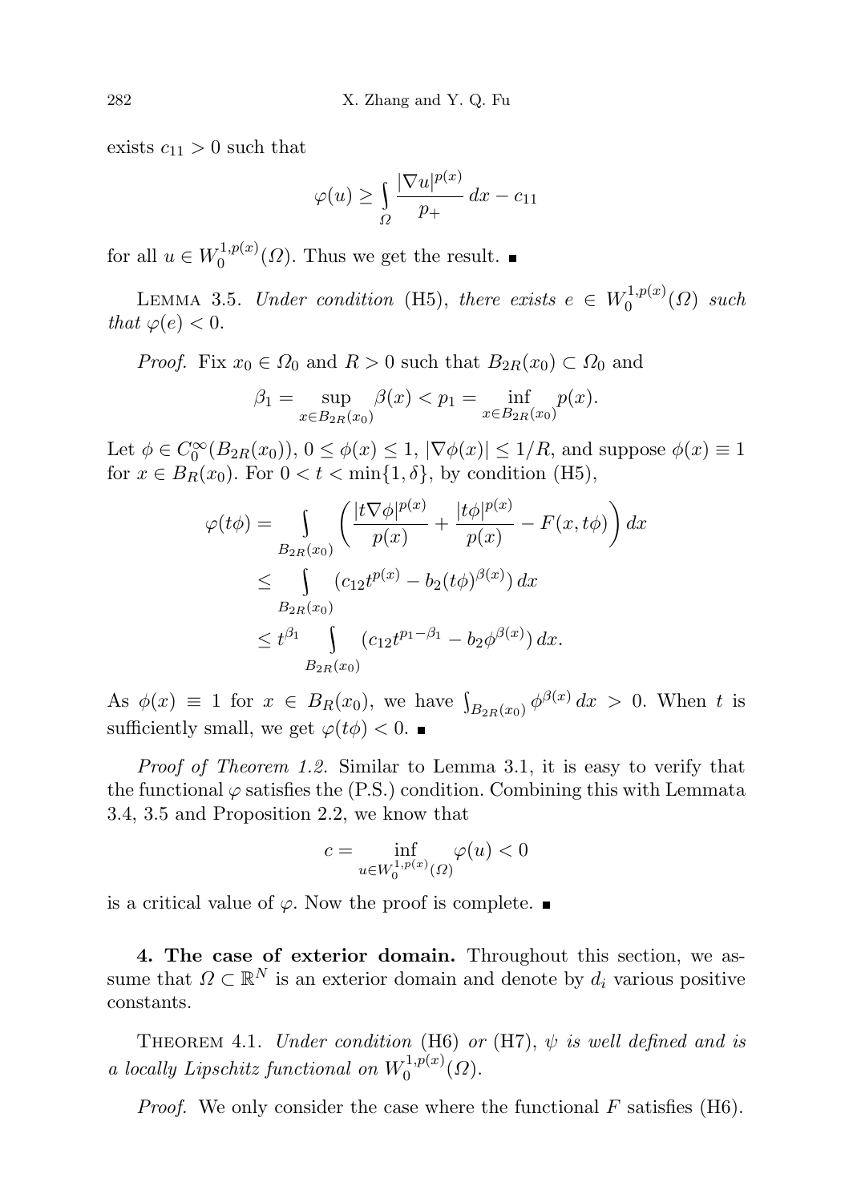exists $c_{11} > 0$ such that

$$\varphi(u) \geq \int_{\Omega} \frac{|\nabla u|^{p(x)}}{p_+}\, dx - c_{11}$$

for all $u \in W_0^{1,p(x)}(\Omega)$. Thus we get the result. ■

Lemma 3.5. *Under condition* (H5), *there exists* $e \in W_0^{1,p(x)}(\Omega)$ *such that* $\varphi(e) < 0$.

*Proof.* Fix $x_0 \in \Omega_0$ and $R > 0$ such that $B_{2R}(x_0) \subset \Omega_0$ and

$$\beta_1 = \sup_{x \in B_{2R}(x_0)} \beta(x) < p_1 = \inf_{x \in B_{2R}(x_0)} p(x).$$

Let $\phi \in C_0^\infty(B_{2R}(x_0))$, $0 \leq \phi(x) \leq 1$, $|\nabla \phi(x)| \leq 1/R$, and suppose $\phi(x) \equiv 1$ for $x \in B_R(x_0)$. For $0 < t < \min\{1, \delta\}$, by condition (H5),

$$\begin{aligned}
\varphi(t\phi) &= \int_{B_{2R}(x_0)} \left( \frac{|t\nabla \phi|^{p(x)}}{p(x)} + \frac{|t\phi|^{p(x)}}{p(x)} - F(x, t\phi) \right) dx \\
&\leq \int_{B_{2R}(x_0)} (c_{12} t^{p(x)} - b_2 (t\phi)^{\beta(x)})\, dx \\
&\leq t^{\beta_1} \int_{B_{2R}(x_0)} (c_{12} t^{p_1 - \beta_1} - b_2 \phi^{\beta(x)})\, dx.
\end{aligned}$$

As $\phi(x) \equiv 1$ for $x \in B_R(x_0)$, we have $\int_{B_{2R}(x_0)} \phi^{\beta(x)}\, dx > 0$. When $t$ is sufficiently small, we get $\varphi(t\phi) < 0$. ■

*Proof of Theorem 1.2.* Similar to Lemma 3.1, it is easy to verify that the functional $\varphi$ satisfies the (P.S.) condition. Combining this with Lemmata 3.4, 3.5 and Proposition 2.2, we know that

$$c = \inf_{u \in W_0^{1,p(x)}(\Omega)} \varphi(u) < 0$$

is a critical value of $\varphi$. Now the proof is complete. ■

**4. The case of exterior domain.** Throughout this section, we assume that $\Omega \subset \mathbb{R}^N$ is an exterior domain and denote by $d_i$ various positive constants.

Theorem 4.1. *Under condition* (H6) *or* (H7), $\psi$ *is well defined and is a locally Lipschitz functional on* $W_0^{1,p(x)}(\Omega)$.

*Proof.* We only consider the case where the functional $F$ satisfies (H6).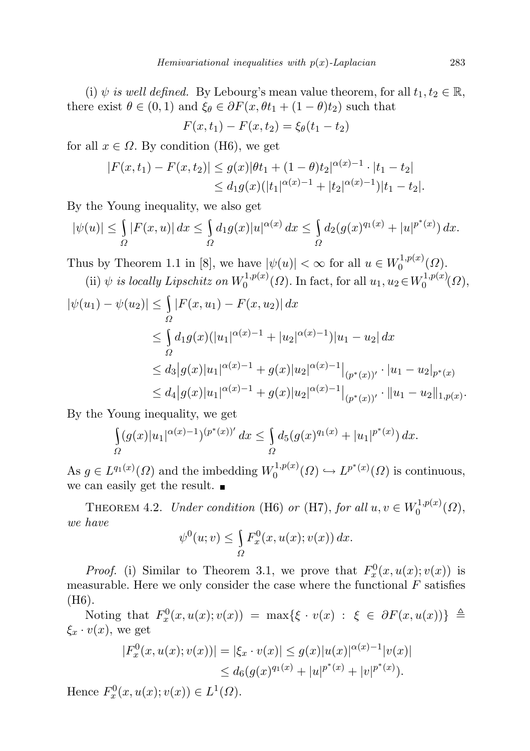(i) *$\psi$ is well defined.* By Lebourg's mean value theorem, for all $t_1, t_2 \in \mathbb{R}$, there exist $\theta \in (0,1)$ and $\xi_\theta \in \partial F(x, \theta t_1 + (1-\theta)t_2)$ such that

$$F(x,t_1) - F(x,t_2) = \xi_\theta (t_1 - t_2)$$

for all $x \in \Omega$. By condition (H6), we get

$$\begin{aligned}
|F(x,t_1) - F(x,t_2)| &\le g(x)|\theta t_1 + (1-\theta)t_2|^{\alpha(x)-1} \cdot |t_1 - t_2| \\
&\le d_1 g(x)(|t_1|^{\alpha(x)-1} + |t_2|^{\alpha(x)-1})|t_1 - t_2|.
\end{aligned}$$

By the Young inequality, we also get

$$|\psi(u)| \le \int_\Omega |F(x,u)|\,dx \le \int_\Omega d_1 g(x)|u|^{\alpha(x)}\,dx \le \int_\Omega d_2(g(x)^{q_1(x)} + |u|^{p^*(x)})\,dx.$$

Thus by Theorem 1.1 in [8], we have $|\psi(u)| < \infty$ for all $u \in W_0^{1,p(x)}(\Omega)$.

(ii) *$\psi$ is locally Lipschitz on $W_0^{1,p(x)}(\Omega)$.* In fact, for all $u_1, u_2 \in W_0^{1,p(x)}(\Omega)$,

$$\begin{aligned}
|\psi(u_1) - \psi(u_2)| &\le \int_\Omega |F(x,u_1) - F(x,u_2)|\,dx \\
&\le \int_\Omega d_1 g(x)(|u_1|^{\alpha(x)-1} + |u_2|^{\alpha(x)-1})|u_1 - u_2|\,dx \\
&\le d_3 \big|g(x)|u_1|^{\alpha(x)-1} + g(x)|u_2|^{\alpha(x)-1}\big|_{(p^*(x))'} \cdot |u_1 - u_2|_{p^*(x)} \\
&\le d_4 \big|g(x)|u_1|^{\alpha(x)-1} + g(x)|u_2|^{\alpha(x)-1}\big|_{(p^*(x))'} \cdot \|u_1 - u_2\|_{1,p(x)}.
\end{aligned}$$

By the Young inequality, we get

$$\int_\Omega (g(x)|u_1|^{\alpha(x)-1})^{(p^*(x))'}\,dx \le \int_\Omega d_5(g(x)^{q_1(x)} + |u_1|^{p^*(x)})\,dx.$$

As $g \in L^{q_1(x)}(\Omega)$ and the imbedding $W_0^{1,p(x)}(\Omega) \hookrightarrow L^{p^*(x)}(\Omega)$ is continuous, we can easily get the result. ∎

Theorem 4.2. *Under condition* (H6) *or* (H7), *for all $u, v \in W_0^{1,p(x)}(\Omega)$, we have*

$$\psi^0(u;v) \le \int_\Omega F_x^0(x, u(x); v(x))\,dx.$$

*Proof.* (i) Similar to Theorem 3.1, we prove that $F_x^0(x,u(x);v(x))$ is measurable. Here we only consider the case where the functional $F$ satisfies (H6).

Noting that $F_x^0(x,u(x);v(x)) = \max\{\xi \cdot v(x) : \xi \in \partial F(x,u(x))\} \triangleq \xi_x \cdot v(x)$, we get

$$\begin{aligned}
|F_x^0(x,u(x);v(x))| &= |\xi_x \cdot v(x)| \le g(x)|u(x)|^{\alpha(x)-1}|v(x)| \\
&\le d_6(g(x)^{q_1(x)} + |u|^{p^*(x)} + |v|^{p^*(x)}).
\end{aligned}$$

Hence $F_x^0(x,u(x);v(x)) \in L^1(\Omega)$.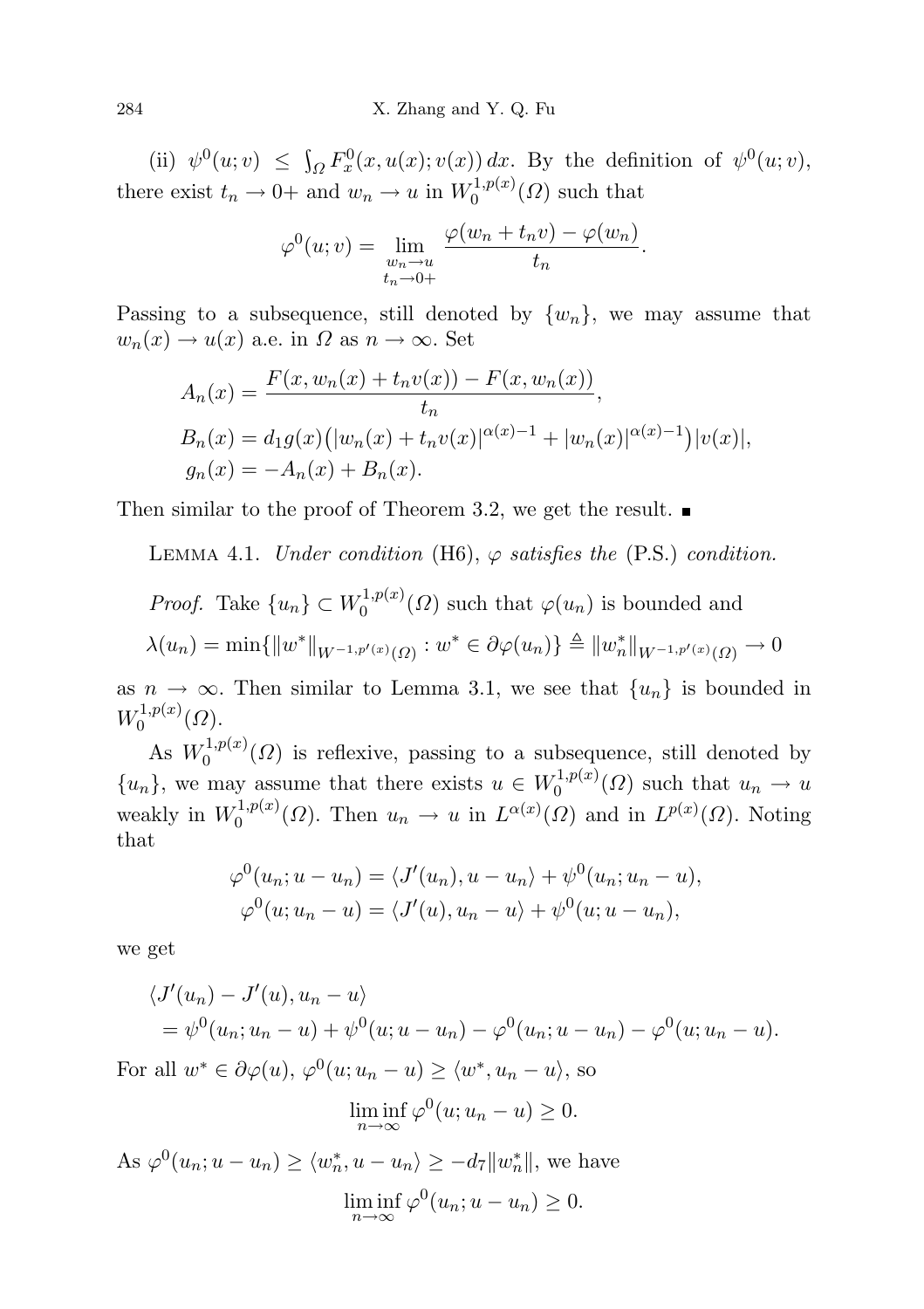(ii) $\psi^0(u;v) \leq \int_\Omega F_x^0(x,u(x);v(x))\,dx$. By the definition of $\psi^0(u;v)$, there exist $t_n \to 0+$ and $w_n \to u$ in $W_0^{1,p(x)}(\Omega)$ such that

$$\varphi^0(u;v) = \lim_{\substack{w_n \to u \\ t_n \to 0+}} \frac{\varphi(w_n + t_n v) - \varphi(w_n)}{t_n}.$$

Passing to a subsequence, still denoted by $\{w_n\}$, we may assume that $w_n(x) \to u(x)$ a.e. in $\Omega$ as $n \to \infty$. Set

$$\begin{aligned}
A_n(x) &= \frac{F(x, w_n(x) + t_n v(x)) - F(x, w_n(x))}{t_n},\\
B_n(x) &= d_1 g(x)\big(|w_n(x) + t_n v(x)|^{\alpha(x)-1} + |w_n(x)|^{\alpha(x)-1}\big)|v(x)|,\\
g_n(x) &= -A_n(x) + B_n(x).
\end{aligned}$$

Then similar to the proof of Theorem 3.2, we get the result. ∎

Lemma 4.1. *Under condition* (H6), $\varphi$ *satisfies the* (P.S.) *condition.*

*Proof.* Take $\{u_n\} \subset W_0^{1,p(x)}(\Omega)$ such that $\varphi(u_n)$ is bounded and

$$\lambda(u_n) = \min\{\|w^*\|_{W^{-1,p'(x)}(\Omega)} : w^* \in \partial\varphi(u_n)\} \triangleq \|w_n^*\|_{W^{-1,p'(x)}(\Omega)} \to 0$$

as $n \to \infty$. Then similar to Lemma 3.1, we see that $\{u_n\}$ is bounded in $W_0^{1,p(x)}(\Omega)$.

As $W_0^{1,p(x)}(\Omega)$ is reflexive, passing to a subsequence, still denoted by $\{u_n\}$, we may assume that there exists $u \in W_0^{1,p(x)}(\Omega)$ such that $u_n \to u$ weakly in $W_0^{1,p(x)}(\Omega)$. Then $u_n \to u$ in $L^{\alpha(x)}(\Omega)$ and in $L^{p(x)}(\Omega)$. Noting that

$$\begin{aligned}
\varphi^0(u_n; u - u_n) &= \langle J'(u_n), u - u_n\rangle + \psi^0(u_n; u_n - u),\\
\varphi^0(u; u_n - u) &= \langle J'(u), u_n - u\rangle + \psi^0(u; u - u_n),
\end{aligned}$$

we get

$$\begin{aligned}
&\langle J'(u_n) - J'(u), u_n - u\rangle\\
&\quad = \psi^0(u_n; u_n - u) + \psi^0(u; u - u_n) - \varphi^0(u_n; u - u_n) - \varphi^0(u; u_n - u).
\end{aligned}$$

For all $w^* \in \partial\varphi(u)$, $\varphi^0(u; u_n - u) \geq \langle w^*, u_n - u\rangle$, so

$$\liminf_{n\to\infty} \varphi^0(u; u_n - u) \geq 0.$$

As $\varphi^0(u_n; u - u_n) \geq \langle w_n^*, u - u_n\rangle \geq -d_7\|w_n^*\|$, we have

$$\liminf_{n\to\infty} \varphi^0(u_n; u - u_n) \geq 0.$$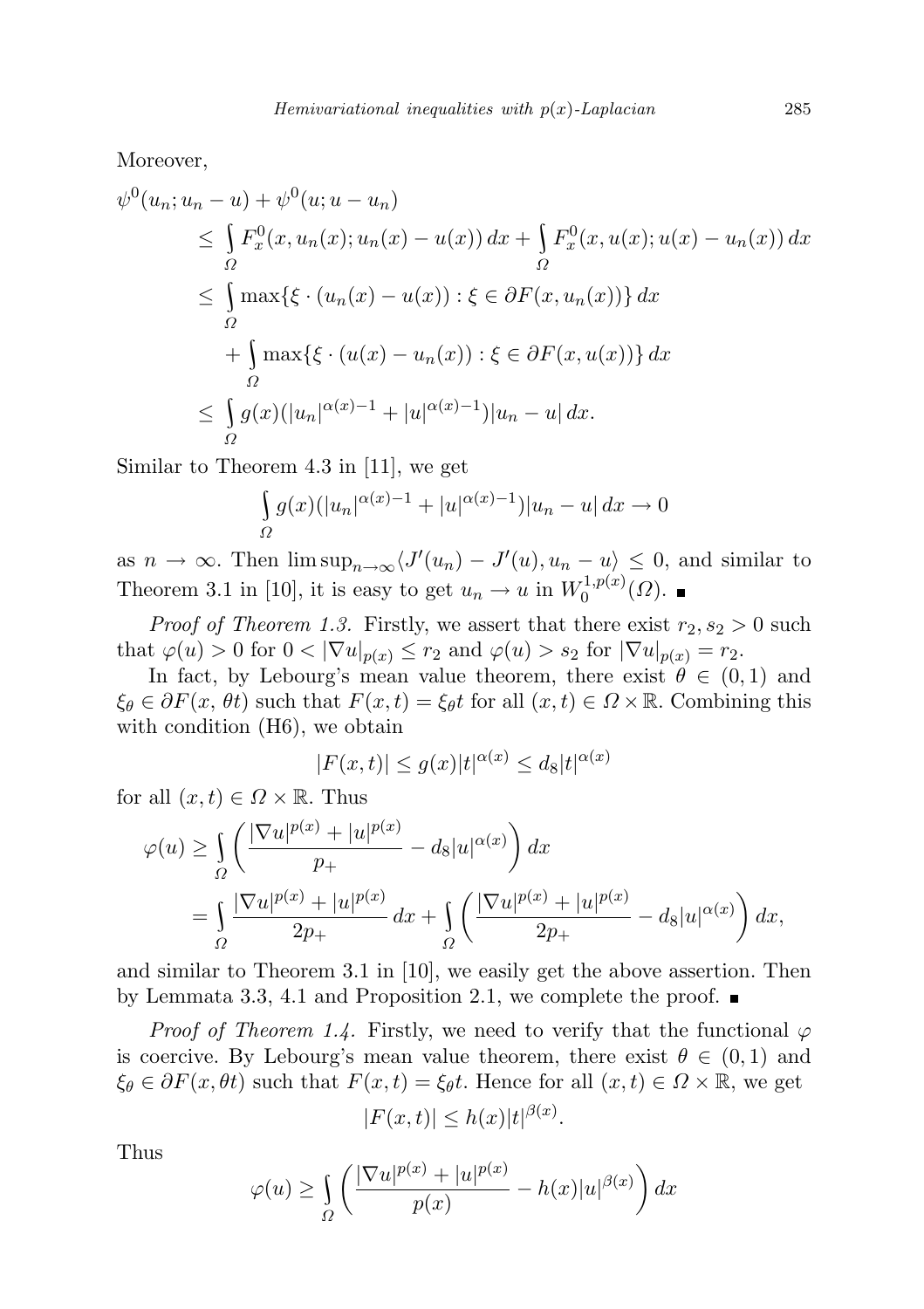Moreover,

$$
\begin{aligned}
\psi^0(u_n; u_n - u) + \psi^0(u; u - u_n)
&\le \int_\Omega F_x^0(x, u_n(x); u_n(x) - u(x))\,dx + \int_\Omega F_x^0(x, u(x); u(x) - u_n(x))\,dx \\
&\le \int_\Omega \max\{\xi \cdot (u_n(x) - u(x)) : \xi \in \partial F(x, u_n(x))\}\,dx \\
&\quad + \int_\Omega \max\{\xi \cdot (u(x) - u_n(x)) : \xi \in \partial F(x, u(x))\}\,dx \\
&\le \int_\Omega g(x)(|u_n|^{\alpha(x)-1} + |u|^{\alpha(x)-1})|u_n - u|\,dx.
\end{aligned}
$$

Similar to Theorem 4.3 in [11], we get

$$
\int_\Omega g(x)(|u_n|^{\alpha(x)-1} + |u|^{\alpha(x)-1})|u_n - u|\,dx \to 0
$$

as $n \to \infty$. Then $\limsup_{n\to\infty}\langle J'(u_n) - J'(u), u_n - u\rangle \le 0$, and similar to Theorem 3.1 in [10], it is easy to get $u_n \to u$ in $W_0^{1,p(x)}(\Omega)$. ∎

*Proof of Theorem 1.3.* Firstly, we assert that there exist $r_2, s_2 > 0$ such that $\varphi(u) > 0$ for $0 < |\nabla u|_{p(x)} \le r_2$ and $\varphi(u) > s_2$ for $|\nabla u|_{p(x)} = r_2$.

In fact, by Lebourg's mean value theorem, there exist $\theta \in (0,1)$ and $\xi_\theta \in \partial F(x, \theta t)$ such that $F(x,t) = \xi_\theta t$ for all $(x,t) \in \Omega \times \mathbb{R}$. Combining this with condition (H6), we obtain

$$
|F(x,t)| \le g(x)|t|^{\alpha(x)} \le d_8|t|^{\alpha(x)}
$$

for all $(x,t) \in \Omega \times \mathbb{R}$. Thus

$$
\begin{aligned}
\varphi(u) &\ge \int_\Omega \left(\frac{|\nabla u|^{p(x)} + |u|^{p(x)}}{p_+} - d_8|u|^{\alpha(x)}\right)dx \\
&= \int_\Omega \frac{|\nabla u|^{p(x)} + |u|^{p(x)}}{2p_+}\,dx + \int_\Omega \left(\frac{|\nabla u|^{p(x)} + |u|^{p(x)}}{2p_+} - d_8|u|^{\alpha(x)}\right)dx,
\end{aligned}
$$

and similar to Theorem 3.1 in [10], we easily get the above assertion. Then by Lemmata 3.3, 4.1 and Proposition 2.1, we complete the proof. ∎

*Proof of Theorem 1.4.* Firstly, we need to verify that the functional $\varphi$ is coercive. By Lebourg's mean value theorem, there exist $\theta \in (0,1)$ and $\xi_\theta \in \partial F(x, \theta t)$ such that $F(x,t) = \xi_\theta t$. Hence for all $(x,t) \in \Omega \times \mathbb{R}$, we get

$$
|F(x,t)| \le h(x)|t|^{\beta(x)}.
$$

Thus

$$
\varphi(u) \ge \int_\Omega \left(\frac{|\nabla u|^{p(x)} + |u|^{p(x)}}{p(x)} - h(x)|u|^{\beta(x)}\right)dx
$$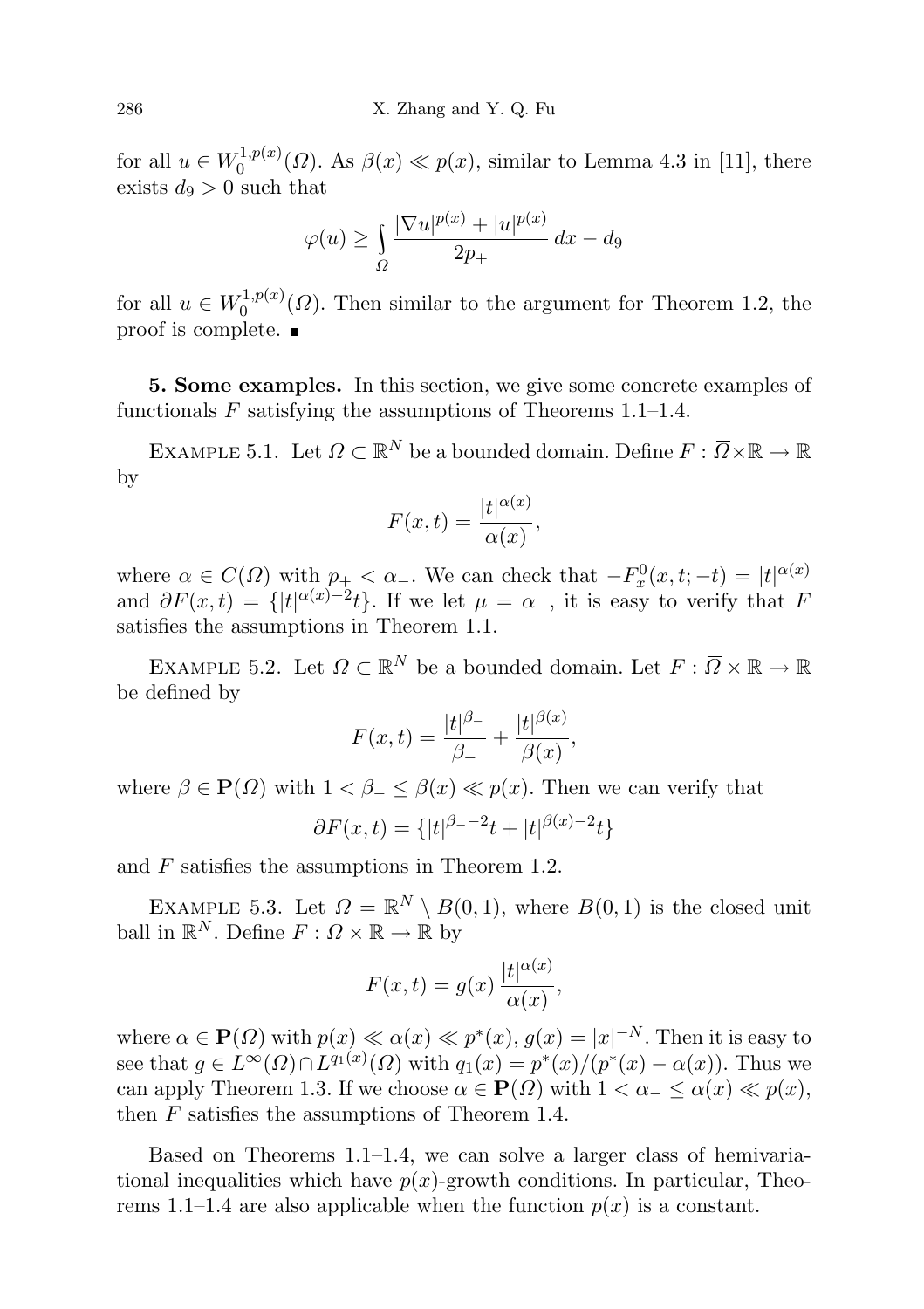for all $u \in W_0^{1,p(x)}(\Omega)$. As $\beta(x) \ll p(x)$, similar to Lemma 4.3 in [11], there exists $d_9 > 0$ such that

$$\varphi(u) \geq \int_{\Omega} \frac{|\nabla u|^{p(x)} + |u|^{p(x)}}{2p_+} \, dx - d_9$$

for all $u \in W_0^{1,p(x)}(\Omega)$. Then similar to the argument for Theorem 1.2, the proof is complete. ■

**5. Some examples.** In this section, we give some concrete examples of functionals $F$ satisfying the assumptions of Theorems 1.1–1.4.

EXAMPLE 5.1. Let $\Omega \subset \mathbb{R}^N$ be a bounded domain. Define $F : \overline{\Omega} \times \mathbb{R} \to \mathbb{R}$ by

$$F(x,t) = \frac{|t|^{\alpha(x)}}{\alpha(x)},$$

where $\alpha \in C(\overline{\Omega})$ with $p_+ < \alpha_-$. We can check that $-F_x^0(x,t;-t) = |t|^{\alpha(x)}$ and $\partial F(x,t) = \{|t|^{\alpha(x)-2}t\}$. If we let $\mu = \alpha_-$, it is easy to verify that $F$ satisfies the assumptions in Theorem 1.1.

EXAMPLE 5.2. Let $\Omega \subset \mathbb{R}^N$ be a bounded domain. Let $F : \overline{\Omega} \times \mathbb{R} \to \mathbb{R}$ be defined by

$$F(x,t) = \frac{|t|^{\beta_-}}{\beta_-} + \frac{|t|^{\beta(x)}}{\beta(x)},$$

where $\beta \in \mathbf{P}(\Omega)$ with $1 < \beta_- \leq \beta(x) \ll p(x)$. Then we can verify that

$$\partial F(x,t) = \{|t|^{\beta_- -2}t + |t|^{\beta(x)-2}t\}$$

and $F$ satisfies the assumptions in Theorem 1.2.

EXAMPLE 5.3. Let $\Omega = \mathbb{R}^N \setminus B(0,1)$, where $B(0,1)$ is the closed unit ball in $\mathbb{R}^N$. Define $F : \overline{\Omega} \times \mathbb{R} \to \mathbb{R}$ by

$$F(x,t) = g(x)\, \frac{|t|^{\alpha(x)}}{\alpha(x)},$$

where $\alpha \in \mathbf{P}(\Omega)$ with $p(x) \ll \alpha(x) \ll p^*(x)$, $g(x) = |x|^{-N}$. Then it is easy to see that $g \in L^\infty(\Omega) \cap L^{q_1(x)}(\Omega)$ with $q_1(x) = p^*(x)/(p^*(x) - \alpha(x))$. Thus we can apply Theorem 1.3. If we choose $\alpha \in \mathbf{P}(\Omega)$ with $1 < \alpha_- \leq \alpha(x) \ll p(x)$, then $F$ satisfies the assumptions of Theorem 1.4.

Based on Theorems 1.1–1.4, we can solve a larger class of hemivariational inequalities which have $p(x)$-growth conditions. In particular, Theorems 1.1–1.4 are also applicable when the function $p(x)$ is a constant.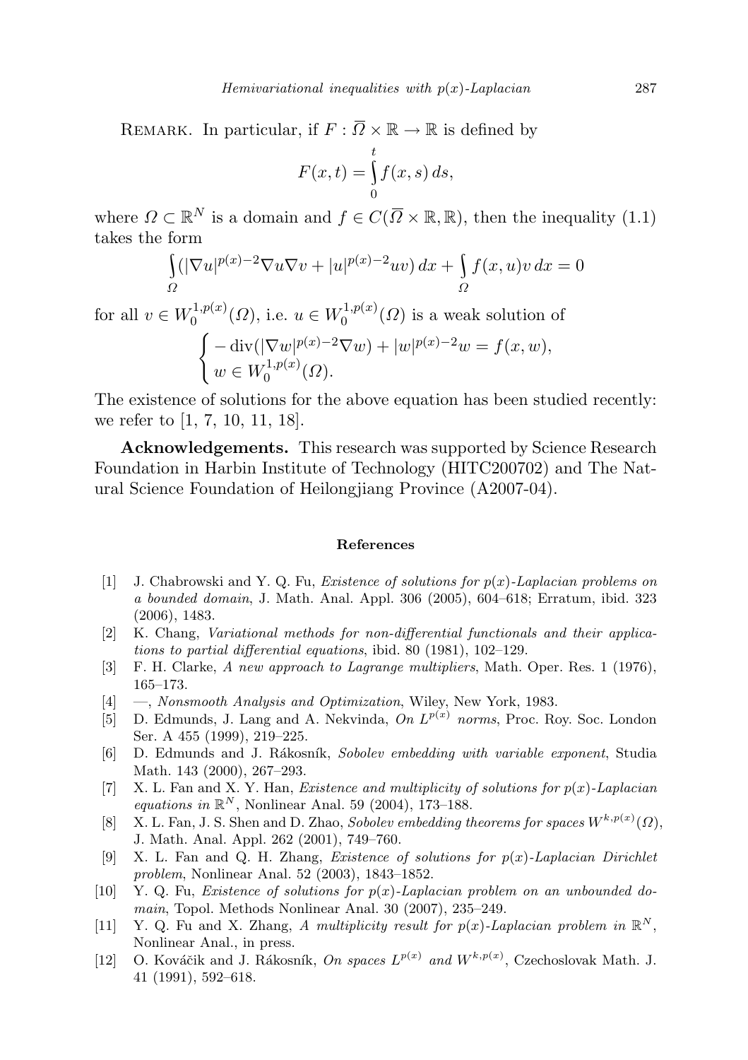REMARK. In particular, if $F : \overline{\Omega} \times \mathbb{R} \to \mathbb{R}$ is defined by

$$F(x,t) = \int_0^t f(x,s)\,ds,$$

where $\Omega \subset \mathbb{R}^N$ is a domain and $f \in C(\overline{\Omega} \times \mathbb{R}, \mathbb{R})$, then the inequality (1.1) takes the form

$$\int_\Omega (|\nabla u|^{p(x)-2}\nabla u \nabla v + |u|^{p(x)-2}uv)\,dx + \int_\Omega f(x,u)v\,dx = 0$$

for all $v \in W_0^{1,p(x)}(\Omega)$, i.e. $u \in W_0^{1,p(x)}(\Omega)$ is a weak solution of

$$\begin{cases} -\operatorname{div}(|\nabla w|^{p(x)-2}\nabla w) + |w|^{p(x)-2}w = f(x,w), \\ w \in W_0^{1,p(x)}(\Omega). \end{cases}$$

The existence of solutions for the above equation has been studied recently: we refer to [1, 7, 10, 11, 18].

**Acknowledgements.** This research was supported by Science Research Foundation in Harbin Institute of Technology (HITC200702) and The Natural Science Foundation of Heilongjiang Province (A2007-04).

## References

[1] J. Chabrowski and Y. Q. Fu, *Existence of solutions for $p(x)$-Laplacian problems on a bounded domain*, J. Math. Anal. Appl. 306 (2005), 604–618; Erratum, ibid. 323 (2006), 1483.

[2] K. Chang, *Variational methods for non-differential functionals and their applications to partial differential equations*, ibid. 80 (1981), 102–129.

[3] F. H. Clarke, *A new approach to Lagrange multipliers*, Math. Oper. Res. 1 (1976), 165–173.

[4] —, *Nonsmooth Analysis and Optimization*, Wiley, New York, 1983.

[5] D. Edmunds, J. Lang and A. Nekvinda, *On $L^{p(x)}$ norms*, Proc. Roy. Soc. London Ser. A 455 (1999), 219–225.

[6] D. Edmunds and J. Rákosník, *Sobolev embedding with variable exponent*, Studia Math. 143 (2000), 267–293.

[7] X. L. Fan and X. Y. Han, *Existence and multiplicity of solutions for $p(x)$-Laplacian equations in $\mathbb{R}^N$*, Nonlinear Anal. 59 (2004), 173–188.

[8] X. L. Fan, J. S. Shen and D. Zhao, *Sobolev embedding theorems for spaces $W^{k,p(x)}(\Omega)$*, J. Math. Anal. Appl. 262 (2001), 749–760.

[9] X. L. Fan and Q. H. Zhang, *Existence of solutions for $p(x)$-Laplacian Dirichlet problem*, Nonlinear Anal. 52 (2003), 1843–1852.

[10] Y. Q. Fu, *Existence of solutions for $p(x)$-Laplacian problem on an unbounded domain*, Topol. Methods Nonlinear Anal. 30 (2007), 235–249.

[11] Y. Q. Fu and X. Zhang, *A multiplicity result for $p(x)$-Laplacian problem in $\mathbb{R}^N$*, Nonlinear Anal., in press.

[12] O. Kováčik and J. Rákosník, *On spaces $L^{p(x)}$ and $W^{k,p(x)}$*, Czechoslovak Math. J. 41 (1991), 592–618.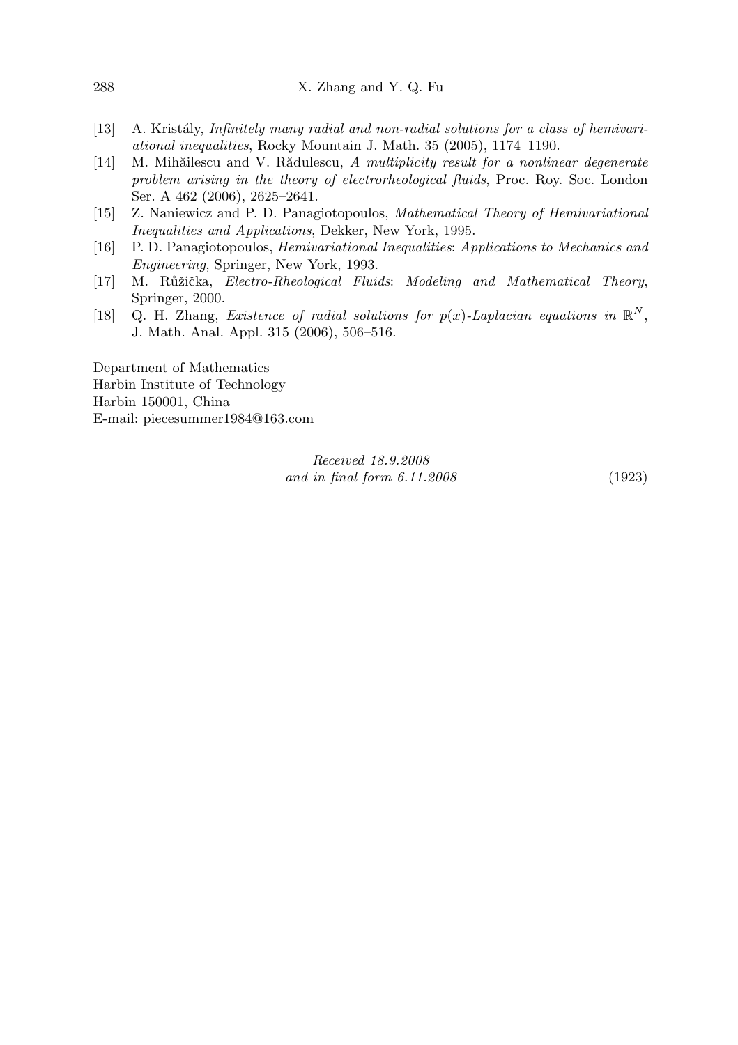[13] A. Kristály, *Infinitely many radial and non-radial solutions for a class of hemivariational inequalities*, Rocky Mountain J. Math. 35 (2005), 1174–1190.

[14] M. Mihăilescu and V. Rădulescu, *A multiplicity result for a nonlinear degenerate problem arising in the theory of electrorheological fluids*, Proc. Roy. Soc. London Ser. A 462 (2006), 2625–2641.

[15] Z. Naniewicz and P. D. Panagiotopoulos, *Mathematical Theory of Hemivariational Inequalities and Applications*, Dekker, New York, 1995.

[16] P. D. Panagiotopoulos, *Hemivariational Inequalities: Applications to Mechanics and Engineering*, Springer, New York, 1993.

[17] M. Růžička, *Electro-Rheological Fluids: Modeling and Mathematical Theory*, Springer, 2000.

[18] Q. H. Zhang, *Existence of radial solutions for $p(x)$-Laplacian equations in $\mathbb{R}^N$*, J. Math. Anal. Appl. 315 (2006), 506–516.

Department of Mathematics
Harbin Institute of Technology
Harbin 150001, China
E-mail: piecesummer1984@163.com

*Received 18.9.2008*
*and in final form 6.11.2008* (1923)